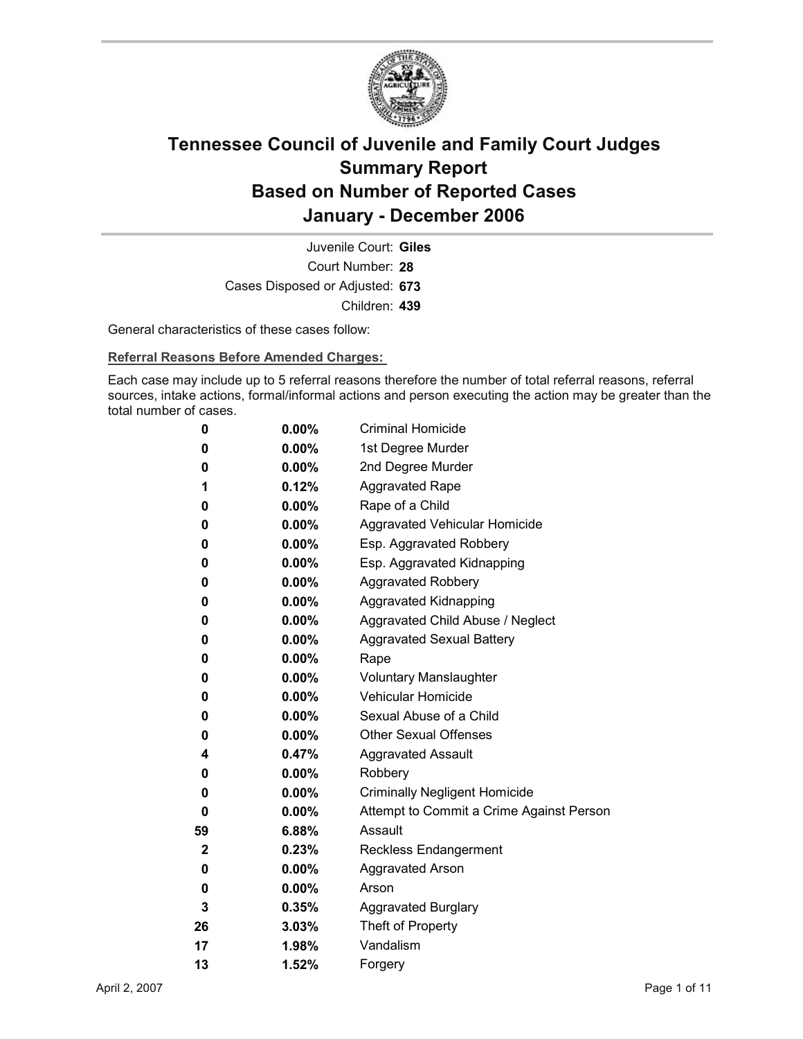# Tennessee Council of Juvenile and Family Court Judges
# Summary Report
# Based on Number of Reported Cases
# January - December 2006

Juvenile Court: **Giles**
Court Number: **28**
Cases Disposed or Adjusted: **673**
Children: **439**

General characteristics of these cases follow:

**Referral Reasons Before Amended Charges:**

Each case may include up to 5 referral reasons therefore the number of total referral reasons, referral sources, intake actions, formal/informal actions and person executing the action may be greater than the total number of cases.

| | | |
|---|---|---|
| 0 | 0.00% | Criminal Homicide |
| 0 | 0.00% | 1st Degree Murder |
| 0 | 0.00% | 2nd Degree Murder |
| 1 | 0.12% | Aggravated Rape |
| 0 | 0.00% | Rape of a Child |
| 0 | 0.00% | Aggravated Vehicular Homicide |
| 0 | 0.00% | Esp. Aggravated Robbery |
| 0 | 0.00% | Esp. Aggravated Kidnapping |
| 0 | 0.00% | Aggravated Robbery |
| 0 | 0.00% | Aggravated Kidnapping |
| 0 | 0.00% | Aggravated Child Abuse / Neglect |
| 0 | 0.00% | Aggravated Sexual Battery |
| 0 | 0.00% | Rape |
| 0 | 0.00% | Voluntary Manslaughter |
| 0 | 0.00% | Vehicular Homicide |
| 0 | 0.00% | Sexual Abuse of a Child |
| 0 | 0.00% | Other Sexual Offenses |
| 4 | 0.47% | Aggravated Assault |
| 0 | 0.00% | Robbery |
| 0 | 0.00% | Criminally Negligent Homicide |
| 0 | 0.00% | Attempt to Commit a Crime Against Person |
| 59 | 6.88% | Assault |
| 2 | 0.23% | Reckless Endangerment |
| 0 | 0.00% | Aggravated Arson |
| 0 | 0.00% | Arson |
| 3 | 0.35% | Aggravated Burglary |
| 26 | 3.03% | Theft of Property |
| 17 | 1.98% | Vandalism |
| 13 | 1.52% | Forgery |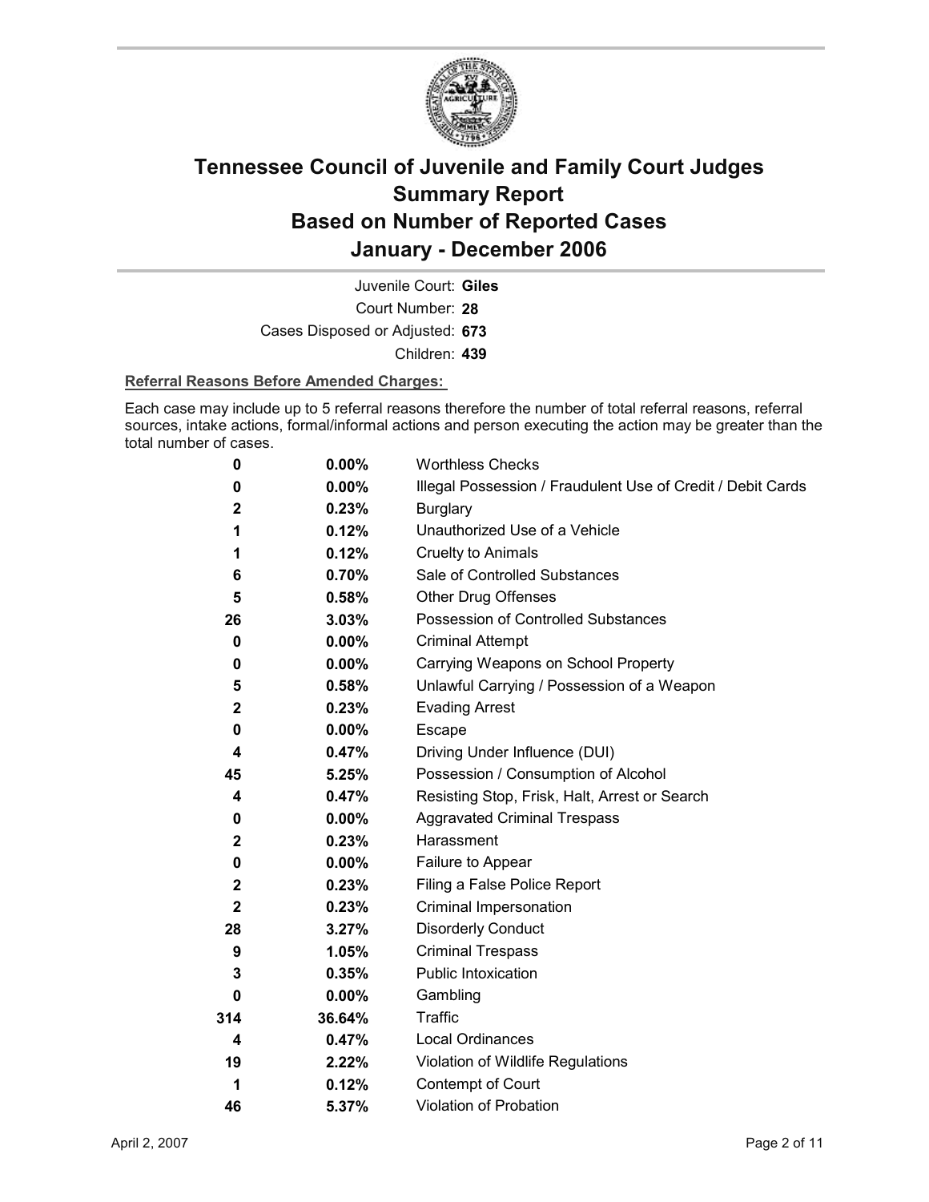# Tennessee Council of Juvenile and Family Court Judges
# Summary Report
# Based on Number of Reported Cases
# January - December 2006

Juvenile Court: **Giles**
Court Number: **28**
Cases Disposed or Adjusted: **673**
Children: **439**

**Referral Reasons Before Amended Charges:**

Each case may include up to 5 referral reasons therefore the number of total referral reasons, referral sources, intake actions, formal/informal actions and person executing the action may be greater than the total number of cases.

| Count | Percent | Referral Reason |
|---|---|---|
| 0 | 0.00% | Worthless Checks |
| 0 | 0.00% | Illegal Possession / Fraudulent Use of Credit / Debit Cards |
| 2 | 0.23% | Burglary |
| 1 | 0.12% | Unauthorized Use of a Vehicle |
| 1 | 0.12% | Cruelty to Animals |
| 6 | 0.70% | Sale of Controlled Substances |
| 5 | 0.58% | Other Drug Offenses |
| 26 | 3.03% | Possession of Controlled Substances |
| 0 | 0.00% | Criminal Attempt |
| 0 | 0.00% | Carrying Weapons on School Property |
| 5 | 0.58% | Unlawful Carrying / Possession of a Weapon |
| 2 | 0.23% | Evading Arrest |
| 0 | 0.00% | Escape |
| 4 | 0.47% | Driving Under Influence (DUI) |
| 45 | 5.25% | Possession / Consumption of Alcohol |
| 4 | 0.47% | Resisting Stop, Frisk, Halt, Arrest or Search |
| 0 | 0.00% | Aggravated Criminal Trespass |
| 2 | 0.23% | Harassment |
| 0 | 0.00% | Failure to Appear |
| 2 | 0.23% | Filing a False Police Report |
| 2 | 0.23% | Criminal Impersonation |
| 28 | 3.27% | Disorderly Conduct |
| 9 | 1.05% | Criminal Trespass |
| 3 | 0.35% | Public Intoxication |
| 0 | 0.00% | Gambling |
| 314 | 36.64% | Traffic |
| 4 | 0.47% | Local Ordinances |
| 19 | 2.22% | Violation of Wildlife Regulations |
| 1 | 0.12% | Contempt of Court |
| 46 | 5.37% | Violation of Probation |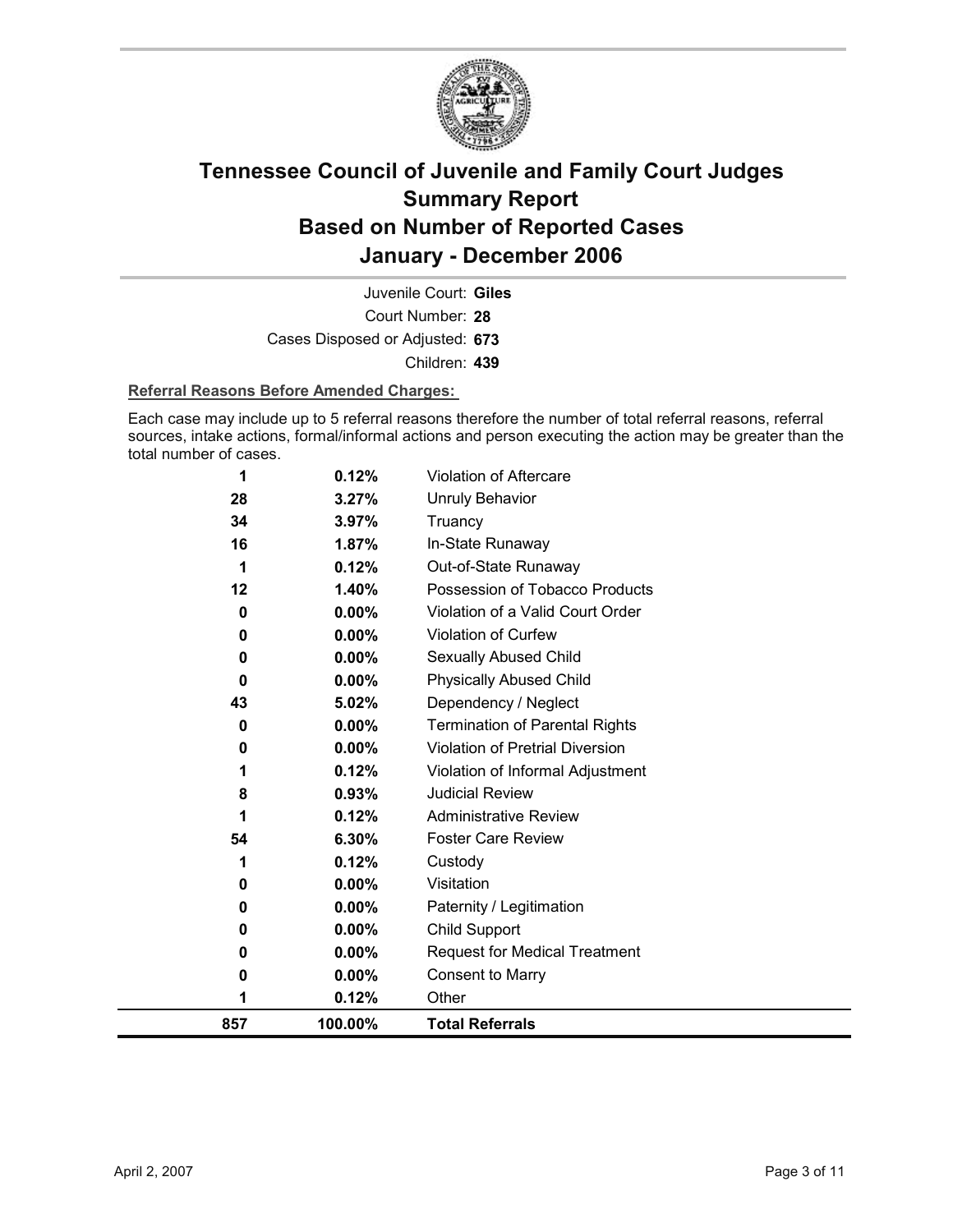# Tennessee Council of Juvenile and Family Court Judges
## Summary Report
## Based on Number of Reported Cases
## January - December 2006

Juvenile Court: **Giles**

Court Number: **28**

Cases Disposed or Adjusted: **673**

Children: **439**

**Referral Reasons Before Amended Charges:**

Each case may include up to 5 referral reasons therefore the number of total referral reasons, referral sources, intake actions, formal/informal actions and person executing the action may be greater than the total number of cases.

| Count | Percent | Referral Reason |
|---|---|---|
| 1 | 0.12% | Violation of Aftercare |
| 28 | 3.27% | Unruly Behavior |
| 34 | 3.97% | Truancy |
| 16 | 1.87% | In-State Runaway |
| 1 | 0.12% | Out-of-State Runaway |
| 12 | 1.40% | Possession of Tobacco Products |
| 0 | 0.00% | Violation of a Valid Court Order |
| 0 | 0.00% | Violation of Curfew |
| 0 | 0.00% | Sexually Abused Child |
| 0 | 0.00% | Physically Abused Child |
| 43 | 5.02% | Dependency / Neglect |
| 0 | 0.00% | Termination of Parental Rights |
| 0 | 0.00% | Violation of Pretrial Diversion |
| 1 | 0.12% | Violation of Informal Adjustment |
| 8 | 0.93% | Judicial Review |
| 1 | 0.12% | Administrative Review |
| 54 | 6.30% | Foster Care Review |
| 1 | 0.12% | Custody |
| 0 | 0.00% | Visitation |
| 0 | 0.00% | Paternity / Legitimation |
| 0 | 0.00% | Child Support |
| 0 | 0.00% | Request for Medical Treatment |
| 0 | 0.00% | Consent to Marry |
| 1 | 0.12% | Other |
| **857** | **100.00%** | **Total Referrals** |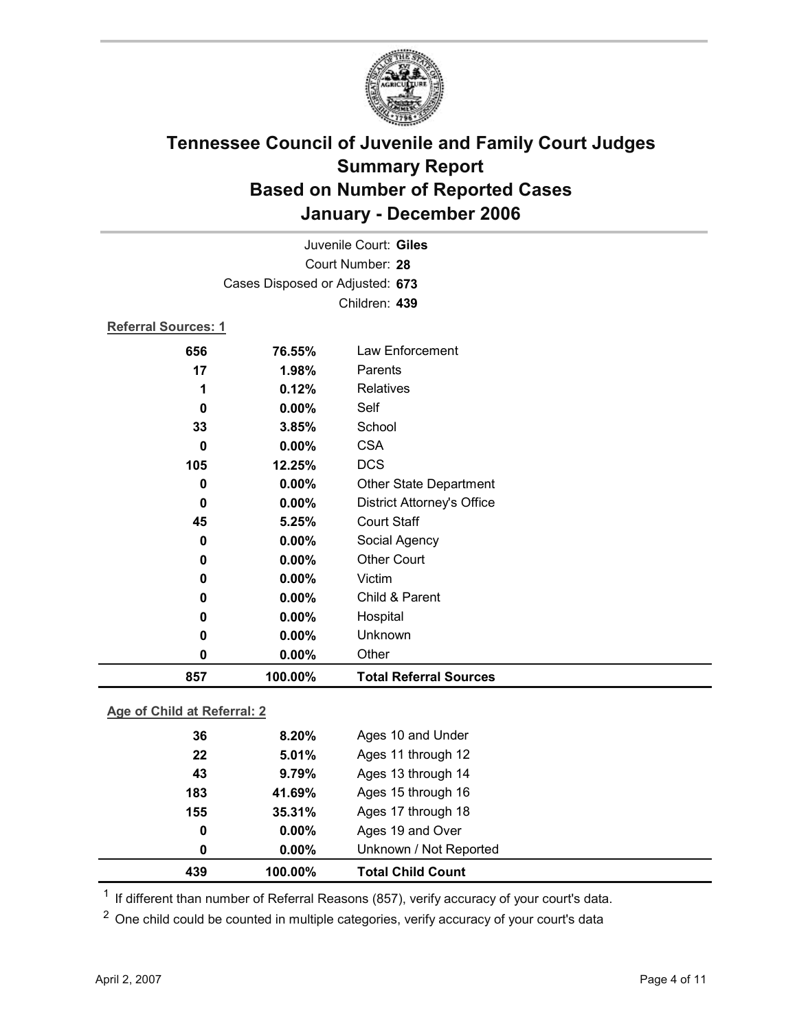# Tennessee Council of Juvenile and Family Court Judges
## Summary Report
## Based on Number of Reported Cases
## January - December 2006

Juvenile Court: **Giles**
Court Number: **28**
Cases Disposed or Adjusted: **673**
Children: **439**

**Referral Sources: 1**

| | | |
|---|---|---|
| 656 | 76.55% | Law Enforcement |
| 17 | 1.98% | Parents |
| 1 | 0.12% | Relatives |
| 0 | 0.00% | Self |
| 33 | 3.85% | School |
| 0 | 0.00% | CSA |
| 105 | 12.25% | DCS |
| 0 | 0.00% | Other State Department |
| 0 | 0.00% | District Attorney's Office |
| 45 | 5.25% | Court Staff |
| 0 | 0.00% | Social Agency |
| 0 | 0.00% | Other Court |
| 0 | 0.00% | Victim |
| 0 | 0.00% | Child & Parent |
| 0 | 0.00% | Hospital |
| 0 | 0.00% | Unknown |
| 0 | 0.00% | Other |
| **857** | **100.00%** | **Total Referral Sources** |

**Age of Child at Referral: 2**

| | | |
|---|---|---|
| 36 | 8.20% | Ages 10 and Under |
| 22 | 5.01% | Ages 11 through 12 |
| 43 | 9.79% | Ages 13 through 14 |
| 183 | 41.69% | Ages 15 through 16 |
| 155 | 35.31% | Ages 17 through 18 |
| 0 | 0.00% | Ages 19 and Over |
| 0 | 0.00% | Unknown / Not Reported |
| **439** | **100.00%** | **Total Child Count** |

[1] If different than number of Referral Reasons (857), verify accuracy of your court's data.

[2] One child could be counted in multiple categories, verify accuracy of your court's data

April 2, 2007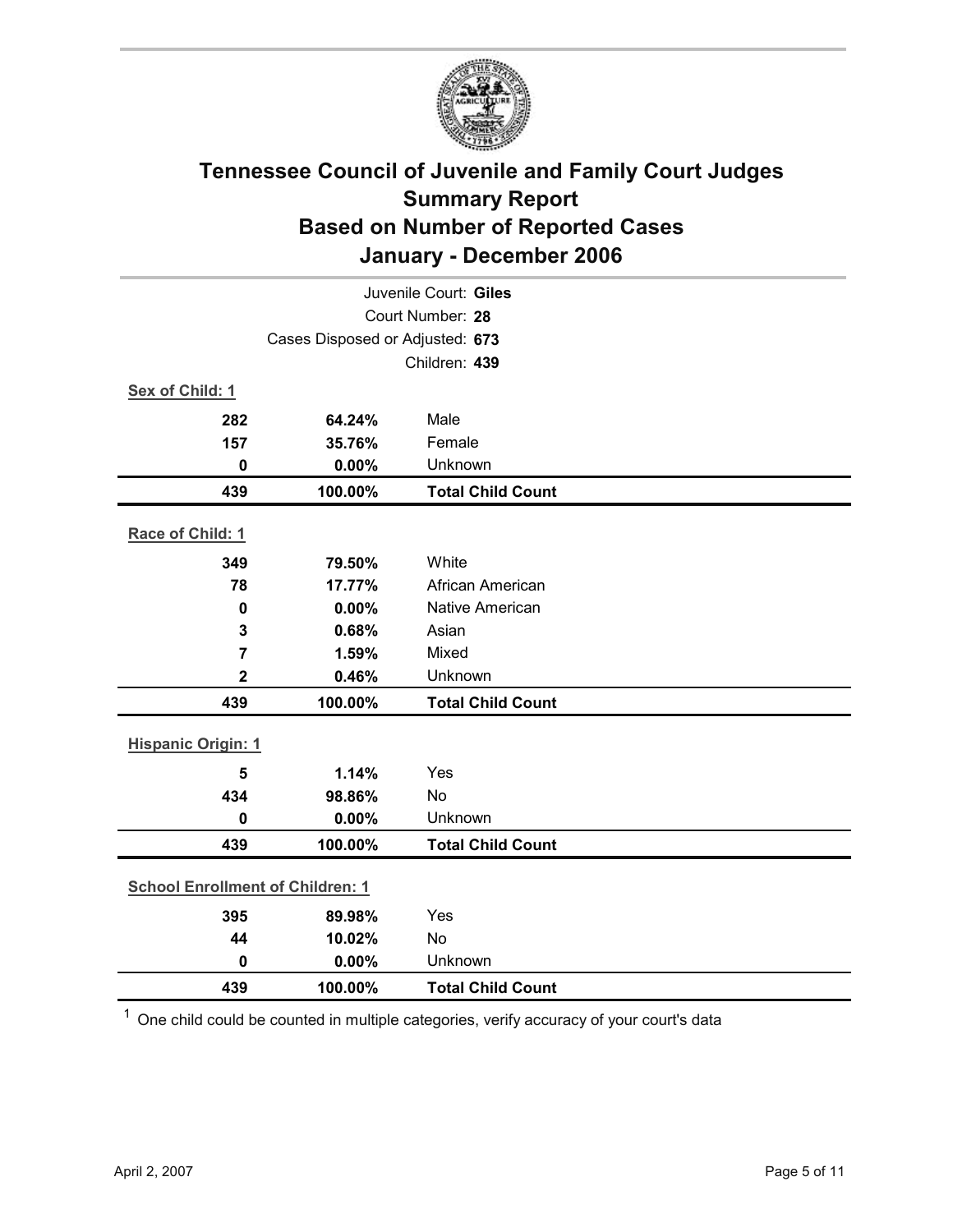# Tennessee Council of Juvenile and Family Court Judges
## Summary Report
## Based on Number of Reported Cases
## January - December 2006

Juvenile Court: **Giles**

Court Number: **28**

Cases Disposed or Adjusted: **673**

Children: **439**

**Sex of Child: 1**

| | | |
|---|---|---|
| 282 | 64.24% | Male |
| 157 | 35.76% | Female |
| 0 | 0.00% | Unknown |
| **439** | **100.00%** | **Total Child Count** |

**Race of Child: 1**

| | | |
|---|---|---|
| 349 | 79.50% | White |
| 78 | 17.77% | African American |
| 0 | 0.00% | Native American |
| 3 | 0.68% | Asian |
| 7 | 1.59% | Mixed |
| 2 | 0.46% | Unknown |
| **439** | **100.00%** | **Total Child Count** |

**Hispanic Origin: 1**

| | | |
|---|---|---|
| 5 | 1.14% | Yes |
| 434 | 98.86% | No |
| 0 | 0.00% | Unknown |
| **439** | **100.00%** | **Total Child Count** |

**School Enrollment of Children: 1**

| | | |
|---|---|---|
| 395 | 89.98% | Yes |
| 44 | 10.02% | No |
| 0 | 0.00% | Unknown |
| **439** | **100.00%** | **Total Child Count** |

[1] One child could be counted in multiple categories, verify accuracy of your court's data

April 2, 2007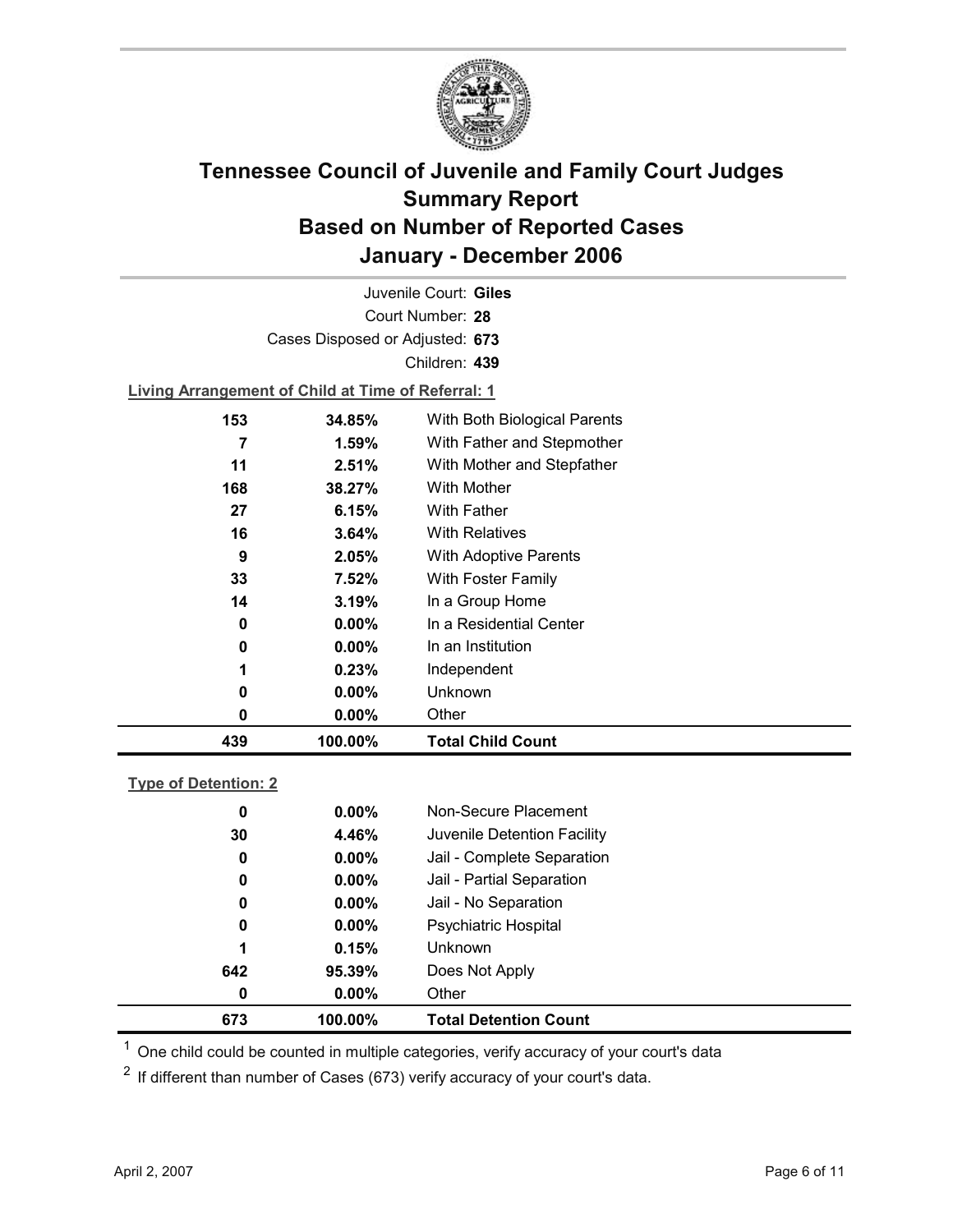# Tennessee Council of Juvenile and Family Court Judges
# Summary Report
# Based on Number of Reported Cases
# January - December 2006

Juvenile Court: **Giles**

Court Number: **28**

Cases Disposed or Adjusted: **673**

Children: **439**

**Living Arrangement of Child at Time of Referral: 1**

| Count | Percent | Living Arrangement |
|---|---|---|
| 153 | 34.85% | With Both Biological Parents |
| 7 | 1.59% | With Father and Stepmother |
| 11 | 2.51% | With Mother and Stepfather |
| 168 | 38.27% | With Mother |
| 27 | 6.15% | With Father |
| 16 | 3.64% | With Relatives |
| 9 | 2.05% | With Adoptive Parents |
| 33 | 7.52% | With Foster Family |
| 14 | 3.19% | In a Group Home |
| 0 | 0.00% | In a Residential Center |
| 0 | 0.00% | In an Institution |
| 1 | 0.23% | Independent |
| 0 | 0.00% | Unknown |
| 0 | 0.00% | Other |
| **439** | **100.00%** | **Total Child Count** |

**Type of Detention: 2**

| Count | Percent | Type of Detention |
|---|---|---|
| 0 | 0.00% | Non-Secure Placement |
| 30 | 4.46% | Juvenile Detention Facility |
| 0 | 0.00% | Jail - Complete Separation |
| 0 | 0.00% | Jail - Partial Separation |
| 0 | 0.00% | Jail - No Separation |
| 0 | 0.00% | Psychiatric Hospital |
| 1 | 0.15% | Unknown |
| 642 | 95.39% | Does Not Apply |
| 0 | 0.00% | Other |
| **673** | **100.00%** | **Total Detention Count** |

[1] One child could be counted in multiple categories, verify accuracy of your court's data

[2] If different than number of Cases (673) verify accuracy of your court's data.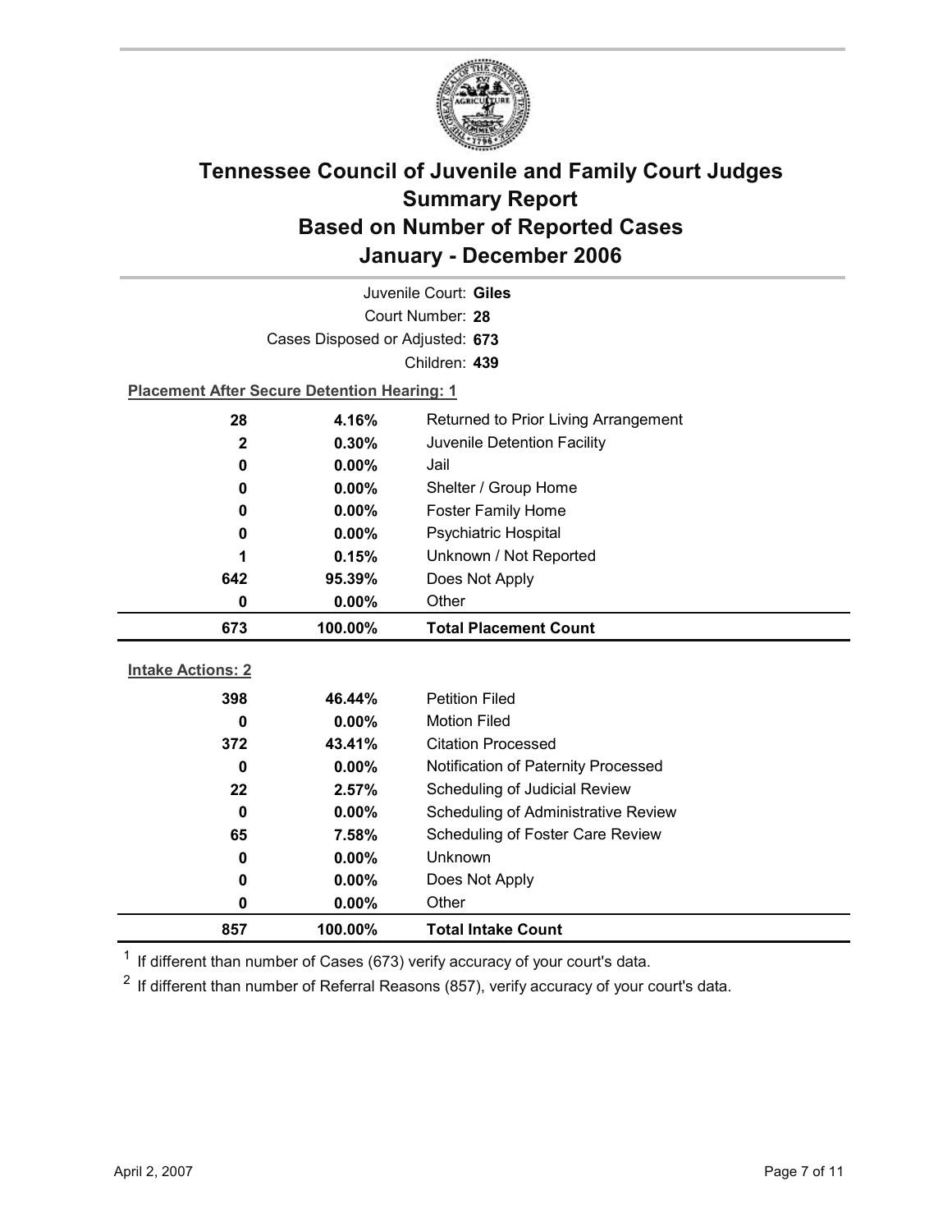# Tennessee Council of Juvenile and Family Court Judges
# Summary Report
# Based on Number of Reported Cases
# January - December 2006

Juvenile Court: **Giles**

Court Number: **28**

Cases Disposed or Adjusted: **673**

Children: **439**

**Placement After Secure Detention Hearing: 1**

| | | |
|---|---|---|
| 28 | 4.16% | Returned to Prior Living Arrangement |
| 2 | 0.30% | Juvenile Detention Facility |
| 0 | 0.00% | Jail |
| 0 | 0.00% | Shelter / Group Home |
| 0 | 0.00% | Foster Family Home |
| 0 | 0.00% | Psychiatric Hospital |
| 1 | 0.15% | Unknown / Not Reported |
| 642 | 95.39% | Does Not Apply |
| 0 | 0.00% | Other |
| **673** | **100.00%** | **Total Placement Count** |

**Intake Actions: 2**

| | | |
|---|---|---|
| 398 | 46.44% | Petition Filed |
| 0 | 0.00% | Motion Filed |
| 372 | 43.41% | Citation Processed |
| 0 | 0.00% | Notification of Paternity Processed |
| 22 | 2.57% | Scheduling of Judicial Review |
| 0 | 0.00% | Scheduling of Administrative Review |
| 65 | 7.58% | Scheduling of Foster Care Review |
| 0 | 0.00% | Unknown |
| 0 | 0.00% | Does Not Apply |
| 0 | 0.00% | Other |
| **857** | **100.00%** | **Total Intake Count** |

[1] If different than number of Cases (673) verify accuracy of your court's data.

[2] If different than number of Referral Reasons (857), verify accuracy of your court's data.

April 2, 2007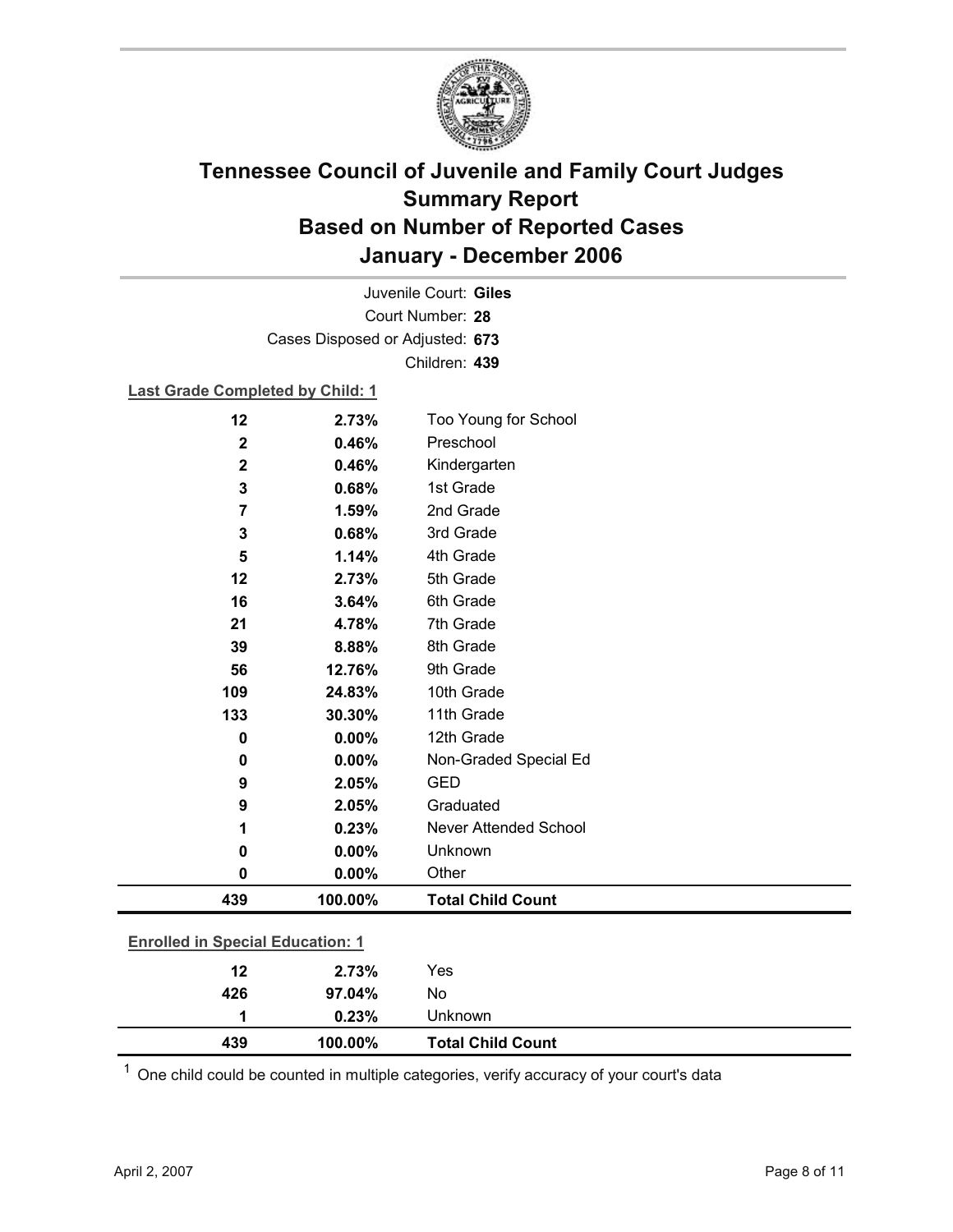# Tennessee Council of Juvenile and Family Court Judges Summary Report Based on Number of Reported Cases January - December 2006

Juvenile Court: **Giles**

Court Number: **28**

Cases Disposed or Adjusted: **673**

Children: **439**

**Last Grade Completed by Child: 1**

| Count | Percent | Category |
|---|---|---|
| 12 | 2.73% | Too Young for School |
| 2 | 0.46% | Preschool |
| 2 | 0.46% | Kindergarten |
| 3 | 0.68% | 1st Grade |
| 7 | 1.59% | 2nd Grade |
| 3 | 0.68% | 3rd Grade |
| 5 | 1.14% | 4th Grade |
| 12 | 2.73% | 5th Grade |
| 16 | 3.64% | 6th Grade |
| 21 | 4.78% | 7th Grade |
| 39 | 8.88% | 8th Grade |
| 56 | 12.76% | 9th Grade |
| 109 | 24.83% | 10th Grade |
| 133 | 30.30% | 11th Grade |
| 0 | 0.00% | 12th Grade |
| 0 | 0.00% | Non-Graded Special Ed |
| 9 | 2.05% | GED |
| 9 | 2.05% | Graduated |
| 1 | 0.23% | Never Attended School |
| 0 | 0.00% | Unknown |
| 0 | 0.00% | Other |
| **439** | **100.00%** | **Total Child Count** |

**Enrolled in Special Education: 1**

| Count | Percent | Category |
|---|---|---|
| 12 | 2.73% | Yes |
| 426 | 97.04% | No |
| 1 | 0.23% | Unknown |
| **439** | **100.00%** | **Total Child Count** |

[1] One child could be counted in multiple categories, verify accuracy of your court's data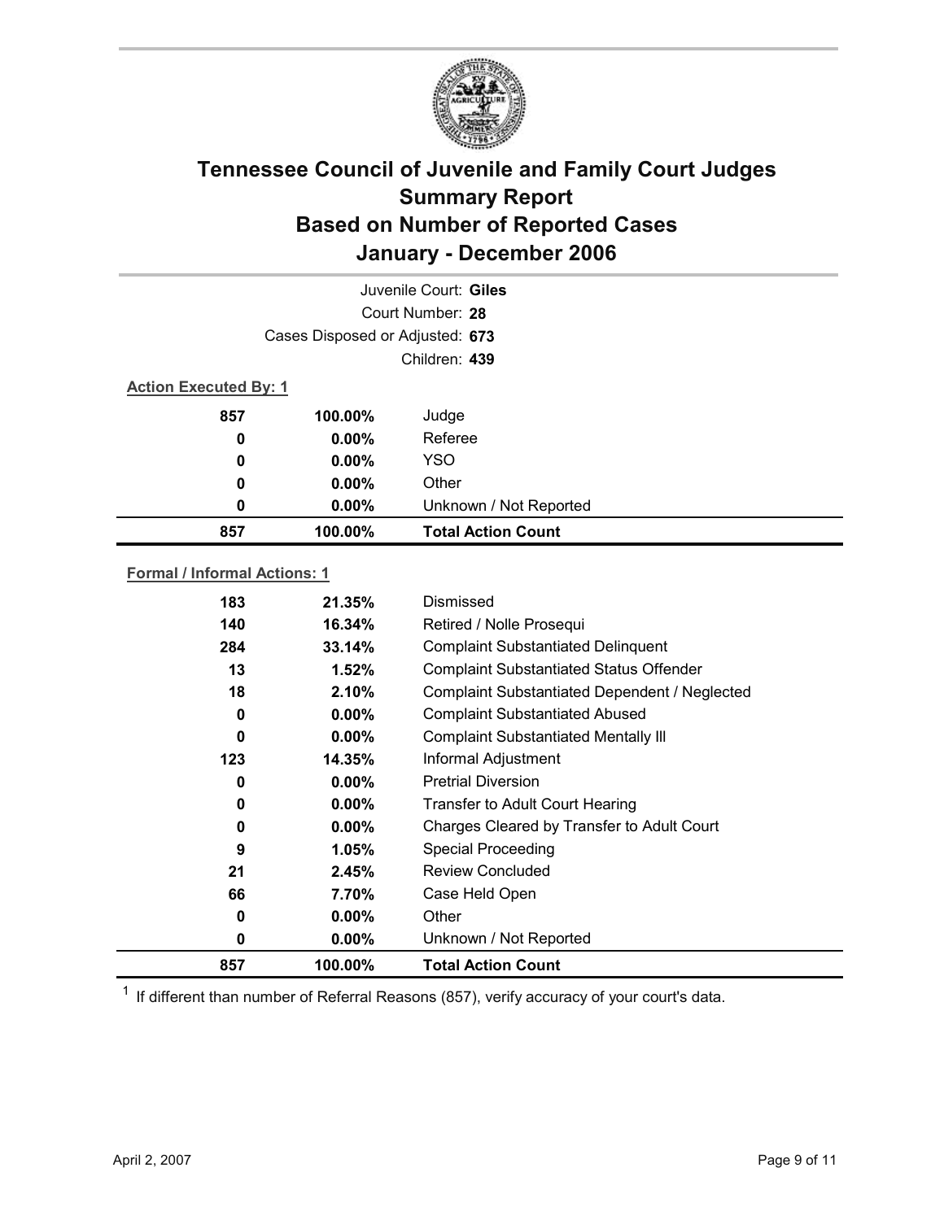# Tennessee Council of Juvenile and Family Court Judges
## Summary Report
## Based on Number of Reported Cases
## January - December 2006

Juvenile Court: **Giles**

Court Number: **28**

Cases Disposed or Adjusted: **673**

Children: **439**

**Action Executed By: 1**

| | | |
|---|---|---|
| 857 | 100.00% | Judge |
| 0 | 0.00% | Referee |
| 0 | 0.00% | YSO |
| 0 | 0.00% | Other |
| 0 | 0.00% | Unknown / Not Reported |
| **857** | **100.00%** | **Total Action Count** |

**Formal / Informal Actions: 1**

| | | |
|---|---|---|
| 183 | 21.35% | Dismissed |
| 140 | 16.34% | Retired / Nolle Prosequi |
| 284 | 33.14% | Complaint Substantiated Delinquent |
| 13 | 1.52% | Complaint Substantiated Status Offender |
| 18 | 2.10% | Complaint Substantiated Dependent / Neglected |
| 0 | 0.00% | Complaint Substantiated Abused |
| 0 | 0.00% | Complaint Substantiated Mentally Ill |
| 123 | 14.35% | Informal Adjustment |
| 0 | 0.00% | Pretrial Diversion |
| 0 | 0.00% | Transfer to Adult Court Hearing |
| 0 | 0.00% | Charges Cleared by Transfer to Adult Court |
| 9 | 1.05% | Special Proceeding |
| 21 | 2.45% | Review Concluded |
| 66 | 7.70% | Case Held Open |
| 0 | 0.00% | Other |
| 0 | 0.00% | Unknown / Not Reported |
| **857** | **100.00%** | **Total Action Count** |

[1] If different than number of Referral Reasons (857), verify accuracy of your court's data.

April 2, 2007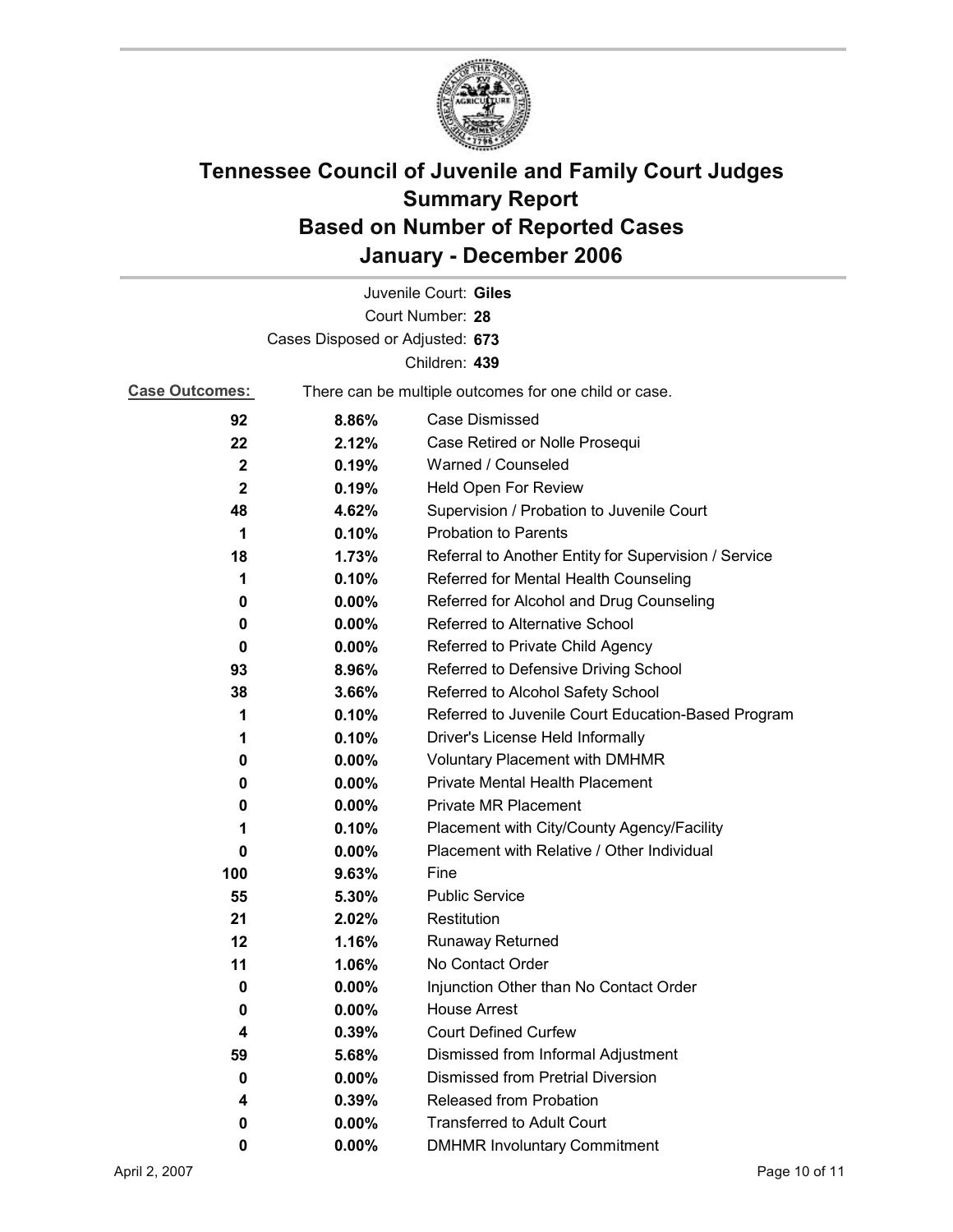# Tennessee Council of Juvenile and Family Court Judges
## Summary Report
## Based on Number of Reported Cases
## January - December 2006

Juvenile Court: **Giles**

Court Number: **28**

Cases Disposed or Adjusted: **673**

Children: **439**

**Case Outcomes:** There can be multiple outcomes for one child or case.

| Count | Percent | Outcome |
|---|---|---|
| **92** | **8.86%** | Case Dismissed |
| **22** | **2.12%** | Case Retired or Nolle Prosequi |
| **2** | **0.19%** | Warned / Counseled |
| **2** | **0.19%** | Held Open For Review |
| **48** | **4.62%** | Supervision / Probation to Juvenile Court |
| **1** | **0.10%** | Probation to Parents |
| **18** | **1.73%** | Referral to Another Entity for Supervision / Service |
| **1** | **0.10%** | Referred for Mental Health Counseling |
| **0** | **0.00%** | Referred for Alcohol and Drug Counseling |
| **0** | **0.00%** | Referred to Alternative School |
| **0** | **0.00%** | Referred to Private Child Agency |
| **93** | **8.96%** | Referred to Defensive Driving School |
| **38** | **3.66%** | Referred to Alcohol Safety School |
| **1** | **0.10%** | Referred to Juvenile Court Education-Based Program |
| **1** | **0.10%** | Driver's License Held Informally |
| **0** | **0.00%** | Voluntary Placement with DMHMR |
| **0** | **0.00%** | Private Mental Health Placement |
| **0** | **0.00%** | Private MR Placement |
| **1** | **0.10%** | Placement with City/County Agency/Facility |
| **0** | **0.00%** | Placement with Relative / Other Individual |
| **100** | **9.63%** | Fine |
| **55** | **5.30%** | Public Service |
| **21** | **2.02%** | Restitution |
| **12** | **1.16%** | Runaway Returned |
| **11** | **1.06%** | No Contact Order |
| **0** | **0.00%** | Injunction Other than No Contact Order |
| **0** | **0.00%** | House Arrest |
| **4** | **0.39%** | Court Defined Curfew |
| **59** | **5.68%** | Dismissed from Informal Adjustment |
| **0** | **0.00%** | Dismissed from Pretrial Diversion |
| **4** | **0.39%** | Released from Probation |
| **0** | **0.00%** | Transferred to Adult Court |
| **0** | **0.00%** | DMHMR Involuntary Commitment |

April 2, 2007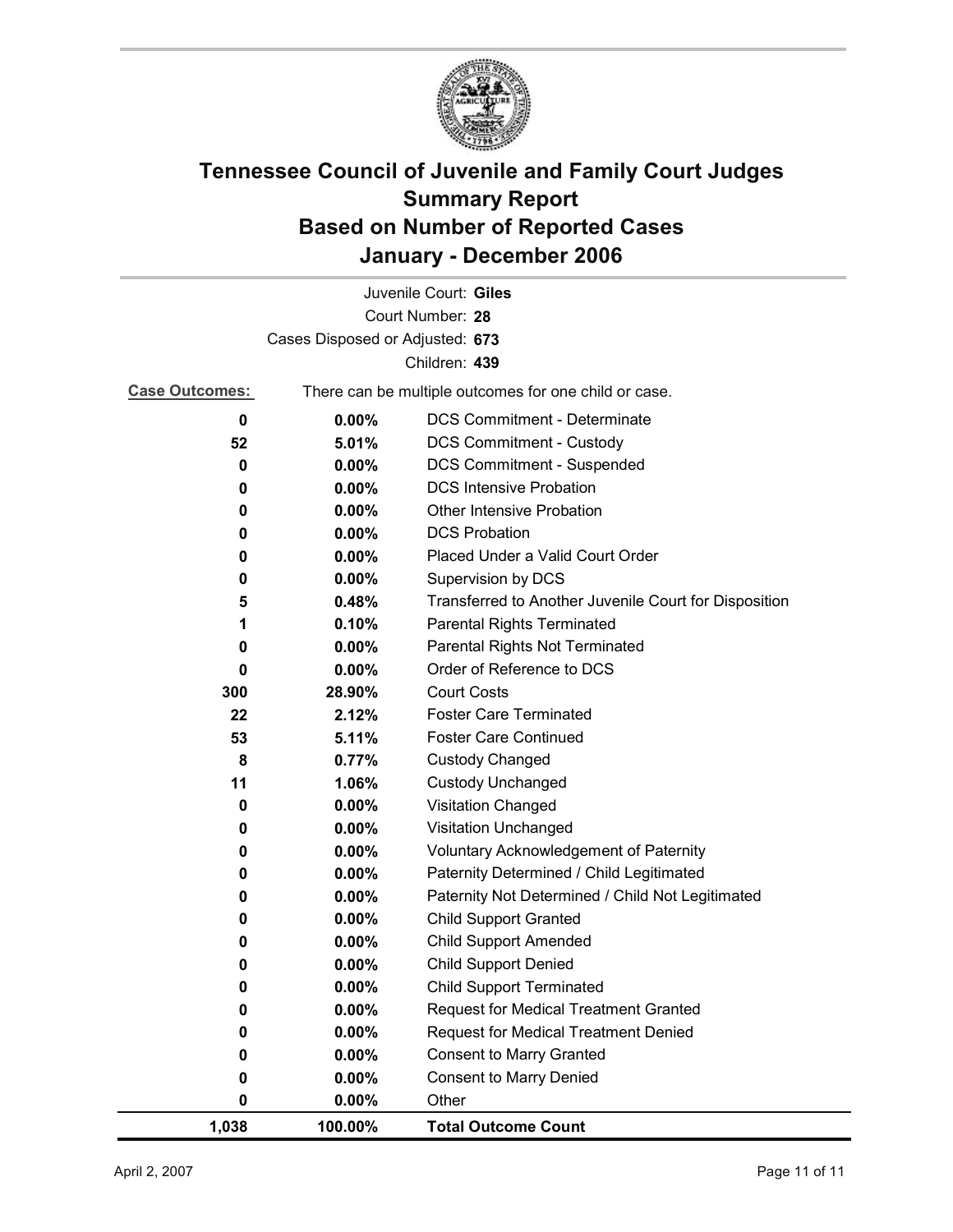# Tennessee Council of Juvenile and Family Court Judges
# Summary Report
# Based on Number of Reported Cases
# January - December 2006

Juvenile Court: **Giles**

Court Number: **28**

Cases Disposed or Adjusted: **673**

Children: **439**

**Case Outcomes:** There can be multiple outcomes for one child or case.

| | | |
|---|---|---|
| **0** | **0.00%** | DCS Commitment - Determinate |
| **52** | **5.01%** | DCS Commitment - Custody |
| **0** | **0.00%** | DCS Commitment - Suspended |
| **0** | **0.00%** | DCS Intensive Probation |
| **0** | **0.00%** | Other Intensive Probation |
| **0** | **0.00%** | DCS Probation |
| **0** | **0.00%** | Placed Under a Valid Court Order |
| **0** | **0.00%** | Supervision by DCS |
| **5** | **0.48%** | Transferred to Another Juvenile Court for Disposition |
| **1** | **0.10%** | Parental Rights Terminated |
| **0** | **0.00%** | Parental Rights Not Terminated |
| **0** | **0.00%** | Order of Reference to DCS |
| **300** | **28.90%** | Court Costs |
| **22** | **2.12%** | Foster Care Terminated |
| **53** | **5.11%** | Foster Care Continued |
| **8** | **0.77%** | Custody Changed |
| **11** | **1.06%** | Custody Unchanged |
| **0** | **0.00%** | Visitation Changed |
| **0** | **0.00%** | Visitation Unchanged |
| **0** | **0.00%** | Voluntary Acknowledgement of Paternity |
| **0** | **0.00%** | Paternity Determined / Child Legitimated |
| **0** | **0.00%** | Paternity Not Determined / Child Not Legitimated |
| **0** | **0.00%** | Child Support Granted |
| **0** | **0.00%** | Child Support Amended |
| **0** | **0.00%** | Child Support Denied |
| **0** | **0.00%** | Child Support Terminated |
| **0** | **0.00%** | Request for Medical Treatment Granted |
| **0** | **0.00%** | Request for Medical Treatment Denied |
| **0** | **0.00%** | Consent to Marry Granted |
| **0** | **0.00%** | Consent to Marry Denied |
| **0** | **0.00%** | Other |
| **1,038** | **100.00%** | **Total Outcome Count** |

April 2, 2007